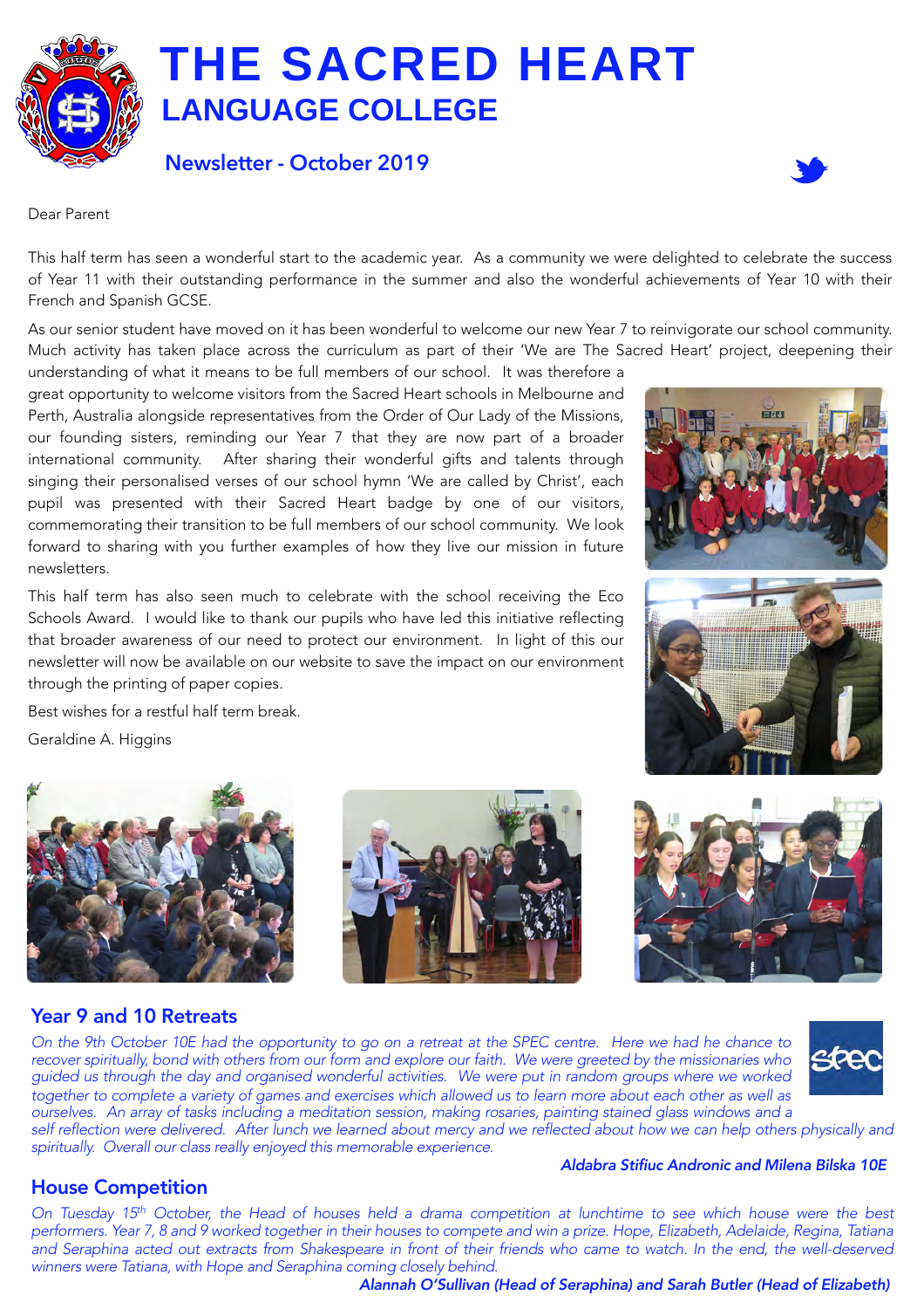# THE SACRED HEART
## LANGUAGE COLLEGE

**Newsletter - October 2019**

Dear Parent

This half term has seen a wonderful start to the academic year. As a community we were delighted to celebrate the success of Year 11 with their outstanding performance in the summer and also the wonderful achievements of Year 10 with their French and Spanish GCSE.

As our senior student have moved on it has been wonderful to welcome our new Year 7 to reinvigorate our school community. Much activity has taken place across the curriculum as part of their 'We are The Sacred Heart' project, deepening their understanding of what it means to be full members of our school. It was therefore a great opportunity to welcome visitors from the Sacred Heart schools in Melbourne and Perth, Australia alongside representatives from the Order of Our Lady of the Missions, our founding sisters, reminding our Year 7 that they are now part of a broader international community. After sharing their wonderful gifts and talents through singing their personalised verses of our school hymn 'We are called by Christ', each pupil was presented with their Sacred Heart badge by one of our visitors, commemorating their transition to be full members of our school community. We look forward to sharing with you further examples of how they live our mission in future newsletters.

This half term has also seen much to celebrate with the school receiving the Eco Schools Award. I would like to thank our pupils who have led this initiative reflecting that broader awareness of our need to protect our environment. In light of this our newsletter will now be available on our website to save the impact on our environment through the printing of paper copies.

Best wishes for a restful half term break.

Geraldine A. Higgins

## Year 9 and 10 Retreats

*On the 9th October 10E had the opportunity to go on a retreat at the SPEC centre. Here we had he chance to recover spiritually, bond with others from our form and explore our faith. We were greeted by the missionaries who guided us through the day and organised wonderful activities. We were put in random groups where we worked together to complete a variety of games and exercises which allowed us to learn more about each other as well as ourselves. An array of tasks including a meditation session, making rosaries, painting stained glass windows and a self reflection were delivered. After lunch we learned about mercy and we reflected about how we can help others physically and spiritually. Overall our class really enjoyed this memorable experience.*

***Aldabra Stifiuc Andronic and Milena Bilska 10E***

## House Competition

*On Tuesday 15th October, the Head of houses held a drama competition at lunchtime to see which house were the best performers. Year 7, 8 and 9 worked together in their houses to compete and win a prize. Hope, Elizabeth, Adelaide, Regina, Tatiana and Seraphina acted out extracts from Shakespeare in front of their friends who came to watch. In the end, the well-deserved winners were Tatiana, with Hope and Seraphina coming closely behind.*

***Alannah O'Sullivan (Head of Seraphina) and Sarah Butler (Head of Elizabeth)***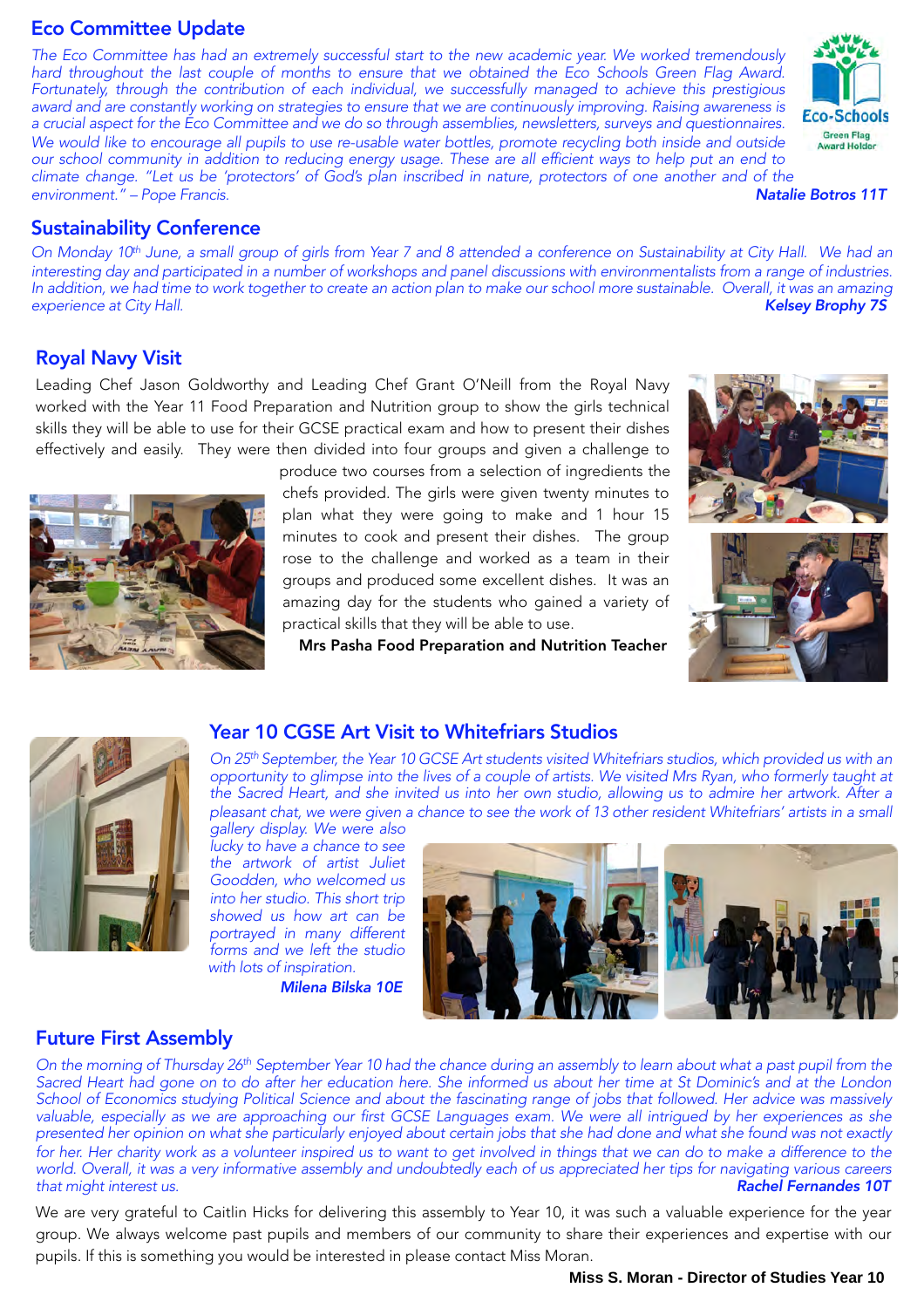## Eco Committee Update

*The Eco Committee has had an extremely successful start to the new academic year. We worked tremendously hard throughout the last couple of months to ensure that we obtained the Eco Schools Green Flag Award. Fortunately, through the contribution of each individual, we successfully managed to achieve this prestigious award and are constantly working on strategies to ensure that we are continuously improving. Raising awareness is a crucial aspect for the Eco Committee and we do so through assemblies, newsletters, surveys and questionnaires. We would like to encourage all pupils to use re-usable water bottles, promote recycling both inside and outside our school community in addition to reducing energy usage. These are all efficient ways to help put an end to climate change. "Let us be 'protectors' of God's plan inscribed in nature, protectors of one another and of the environment." – Pope Francis.*

***Natalie Botros 11T***

## Sustainability Conference

*On Monday 10th June, a small group of girls from Year 7 and 8 attended a conference on Sustainability at City Hall. We had an interesting day and participated in a number of workshops and panel discussions with environmentalists from a range of industries. In addition, we had time to work together to create an action plan to make our school more sustainable. Overall, it was an amazing experience at City Hall.*

***Kelsey Brophy 7S***

## Royal Navy Visit

Leading Chef Jason Goldworthy and Leading Chef Grant O'Neill from the Royal Navy worked with the Year 11 Food Preparation and Nutrition group to show the girls technical skills they will be able to use for their GCSE practical exam and how to present their dishes effectively and easily. They were then divided into four groups and given a challenge to produce two courses from a selection of ingredients the chefs provided. The girls were given twenty minutes to plan what they were going to make and 1 hour 15 minutes to cook and present their dishes. The group rose to the challenge and worked as a team in their groups and produced some excellent dishes. It was an amazing day for the students who gained a variety of practical skills that they will be able to use.

**Mrs Pasha Food Preparation and Nutrition Teacher**

## Year 10 CGSE Art Visit to Whitefriars Studios

*On 25th September, the Year 10 GCSE Art students visited Whitefriars studios, which provided us with an opportunity to glimpse into the lives of a couple of artists. We visited Mrs Ryan, who formerly taught at the Sacred Heart, and she invited us into her own studio, allowing us to admire her artwork. After a pleasant chat, we were given a chance to see the work of 13 other resident Whitefriars' artists in a small gallery display. We were also lucky to have a chance to see the artwork of artist Juliet Goodden, who welcomed us into her studio. This short trip showed us how art can be portrayed in many different forms and we left the studio with lots of inspiration.*

***Milena Bilska 10E***

## Future First Assembly

*On the morning of Thursday 26th September Year 10 had the chance during an assembly to learn about what a past pupil from the Sacred Heart had gone on to do after her education here. She informed us about her time at St Dominic's and at the London School of Economics studying Political Science and about the fascinating range of jobs that followed. Her advice was massively valuable, especially as we are approaching our first GCSE Languages exam. We were all intrigued by her experiences as she presented her opinion on what she particularly enjoyed about certain jobs that she had done and what she found was not exactly for her. Her charity work as a volunteer inspired us to want to get involved in things that we can do to make a difference to the world. Overall, it was a very informative assembly and undoubtedly each of us appreciated her tips for navigating various careers that might interest us.*

***Rachel Fernandes 10T***

We are very grateful to Caitlin Hicks for delivering this assembly to Year 10, it was such a valuable experience for the year group. We always welcome past pupils and members of our community to share their experiences and expertise with our pupils. If this is something you would be interested in please contact Miss Moran.

**Miss S. Moran - Director of Studies Year 10**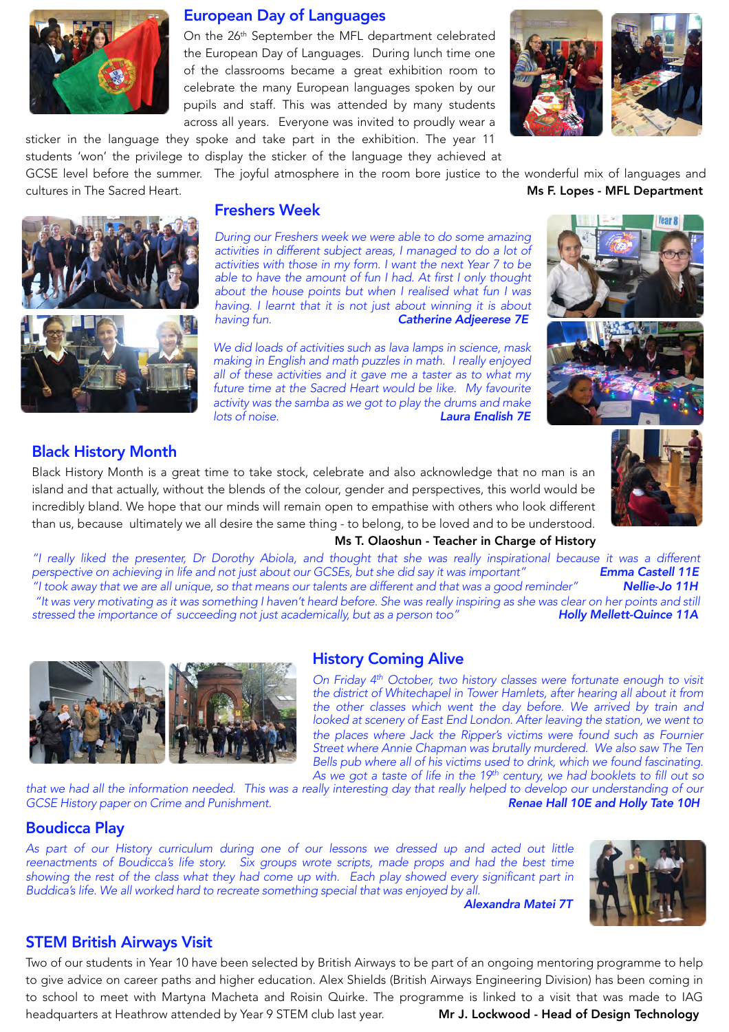## European Day of Languages

On the 26th September the MFL department celebrated the European Day of Languages. During lunch time one of the classrooms became a great exhibition room to celebrate the many European languages spoken by our pupils and staff. This was attended by many students across all years. Everyone was invited to proudly wear a sticker in the language they spoke and take part in the exhibition. The year 11 students 'won' the privilege to display the sticker of the language they achieved at GCSE level before the summer. The joyful atmosphere in the room bore justice to the wonderful mix of languages and cultures in The Sacred Heart.

**Ms F. Lopes - MFL Department**

## Freshers Week

*During our Freshers week we were able to do some amazing activities in different subject areas, I managed to do a lot of activities with those in my form. I want the next Year 7 to be able to have the amount of fun I had. At first I only thought about the house points but when I realised what fun I was having. I learnt that it is not just about winning it is about having fun.* ***Catherine Adjeerese 7E***

*We did loads of activities such as lava lamps in science, mask making in English and math puzzles in math. I really enjoyed all of these activities and it gave me a taster as to what my future time at the Sacred Heart would be like. My favourite activity was the samba as we got to play the drums and make lots of noise.* ***Laura English 7E***

## Black History Month

Black History Month is a great time to take stock, celebrate and also acknowledge that no man is an island and that actually, without the blends of the colour, gender and perspectives, this world would be incredibly bland. We hope that our minds will remain open to empathise with others who look different than us, because ultimately we all desire the same thing - to belong, to be loved and to be understood.

**Ms T. Olaoshun - Teacher in Charge of History**

*"I really liked the presenter, Dr Dorothy Abiola, and thought that she was really inspirational because it was a different perspective on achieving in life and not just about our GCSEs, but she did say it was important"* ***Emma Castell 11E***

*"I took away that we are all unique, so that means our talents are different and that was a good reminder"* ***Nellie-Jo 11H***

*"It was very motivating as it was something I haven't heard before. She was really inspiring as she was clear on her points and still stressed the importance of succeeding not just academically, but as a person too"* ***Holly Mellett-Quince 11A***

## History Coming Alive

*On Friday 4th October, two history classes were fortunate enough to visit the district of Whitechapel in Tower Hamlets, after hearing all about it from the other classes which went the day before. We arrived by train and looked at scenery of East End London. After leaving the station, we went to the places where Jack the Ripper's victims were found such as Fournier Street where Annie Chapman was brutally murdered. We also saw The Ten Bells pub where all of his victims used to drink, which we found fascinating. As we got a taste of life in the 19th century, we had booklets to fill out so that we had all the information needed. This was a really interesting day that really helped to develop our understanding of our GCSE History paper on Crime and Punishment.* ***Renae Hall 10E and Holly Tate 10H***

## Boudicca Play

*As part of our History curriculum during one of our lessons we dressed up and acted out little reenactments of Boudicca's life story. Six groups wrote scripts, made props and had the best time showing the rest of the class what they had come up with. Each play showed every significant part in Buddica's life. We all worked hard to recreate something special that was enjoyed by all.*

***Alexandra Matei 7T***

## STEM British Airways Visit

Two of our students in Year 10 have been selected by British Airways to be part of an ongoing mentoring programme to help to give advice on career paths and higher education. Alex Shields (British Airways Engineering Division) has been coming in to school to meet with Martyna Macheta and Roisin Quirke. The programme is linked to a visit that was made to IAG headquarters at Heathrow attended by Year 9 STEM club last year. **Mr J. Lockwood - Head of Design Technology**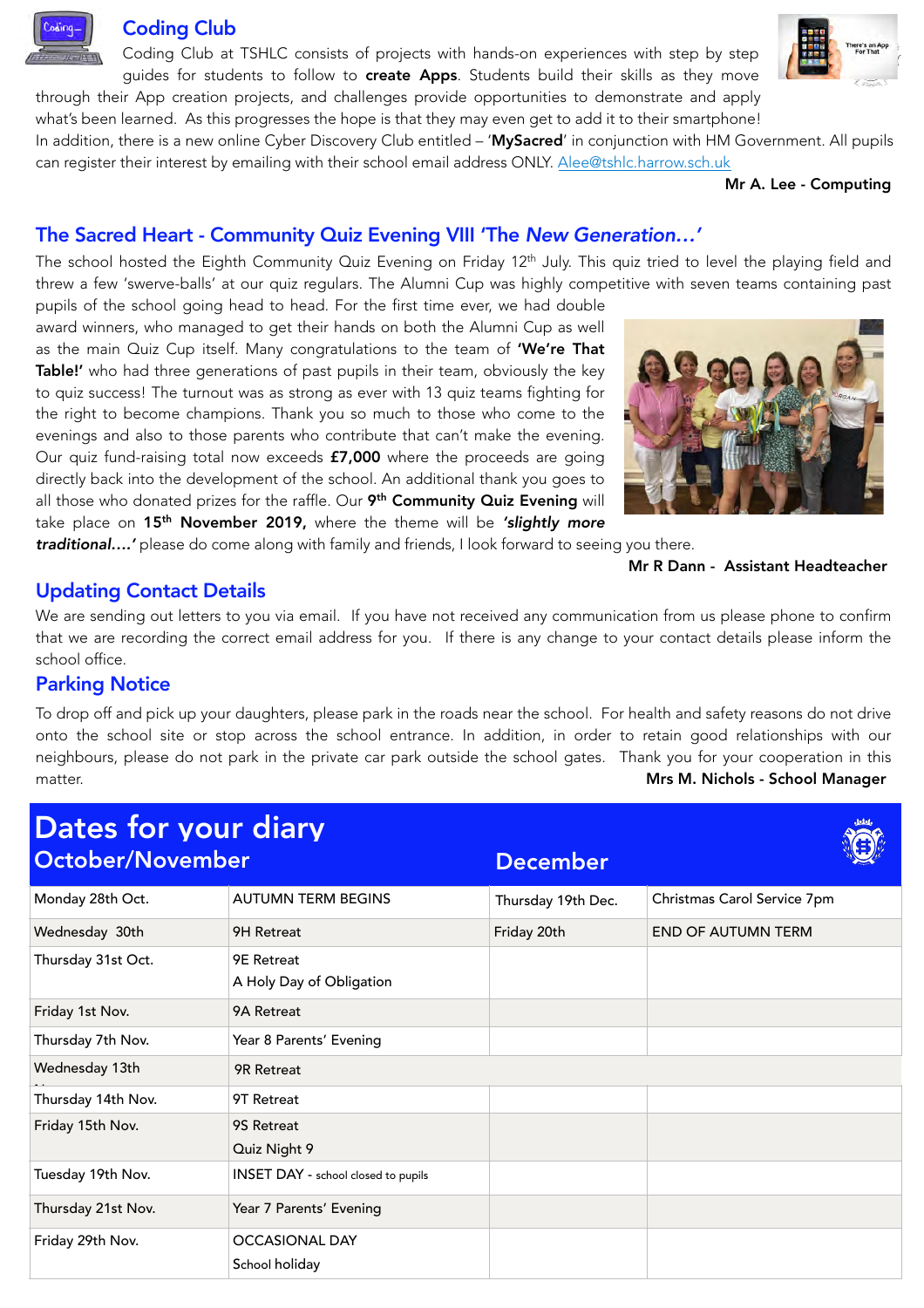## Coding Club

Coding Club at TSHLC consists of projects with hands-on experiences with step by step guides for students to follow to **create Apps**. Students build their skills as they move through their App creation projects, and challenges provide opportunities to demonstrate and apply what's been learned. As this progresses the hope is that they may even get to add it to their smartphone!

In addition, there is a new online Cyber Discovery Club entitled – '**MySacred**' in conjunction with HM Government. All pupils can register their interest by emailing with their school email address ONLY. Alee@tshlc.harrow.sch.uk

**Mr A. Lee - Computing**

## The Sacred Heart - Community Quiz Evening VIII 'The *New Generation…*'

The school hosted the Eighth Community Quiz Evening on Friday 12th July. This quiz tried to level the playing field and threw a few 'swerve-balls' at our quiz regulars. The Alumni Cup was highly competitive with seven teams containing past pupils of the school going head to head. For the first time ever, we had double award winners, who managed to get their hands on both the Alumni Cup as well as the main Quiz Cup itself. Many congratulations to the team of **'We're That Table!'** who had three generations of past pupils in their team, obviously the key to quiz success! The turnout was as strong as ever with 13 quiz teams fighting for the right to become champions. Thank you so much to those who come to the evenings and also to those parents who contribute that can't make the evening. Our quiz fund-raising total now exceeds **£7,000** where the proceeds are going directly back into the development of the school. An additional thank you goes to all those who donated prizes for the raffle. Our **9th Community Quiz Evening** will take place on **15th November 2019,** where the theme will be ***'slightly more traditional….'*** please do come along with family and friends, I look forward to seeing you there.

**Mr R Dann - Assistant Headteacher**

## Updating Contact Details

We are sending out letters to you via email. If you have not received any communication from us please phone to confirm that we are recording the correct email address for you. If there is any change to your contact details please inform the school office.

## Parking Notice

To drop off and pick up your daughters, please park in the roads near the school. For health and safety reasons do not drive onto the school site or stop across the school entrance. In addition, in order to retain good relationships with our neighbours, please do not park in the private car park outside the school gates. Thank you for your cooperation in this matter.

**Mrs M. Nichols - School Manager**

# Dates for your diary

| October/November | | December | |
|---|---|---|---|
| Monday 28th Oct. | AUTUMN TERM BEGINS | Thursday 19th Dec. | Christmas Carol Service 7pm |
| Wednesday 30th | 9H Retreat | Friday 20th | END OF AUTUMN TERM |
| Thursday 31st Oct. | 9E Retreat<br>A Holy Day of Obligation | | |
| Friday 1st Nov. | 9A Retreat | | |
| Thursday 7th Nov. | Year 8 Parents' Evening | | |
| Wednesday 13th | 9R Retreat | | |
| Thursday 14th Nov. | 9T Retreat | | |
| Friday 15th Nov. | 9S Retreat<br>Quiz Night 9 | | |
| Tuesday 19th Nov. | INSET DAY - school closed to pupils | | |
| Thursday 21st Nov. | Year 7 Parents' Evening | | |
| Friday 29th Nov. | OCCASIONAL DAY<br>School holiday | | |